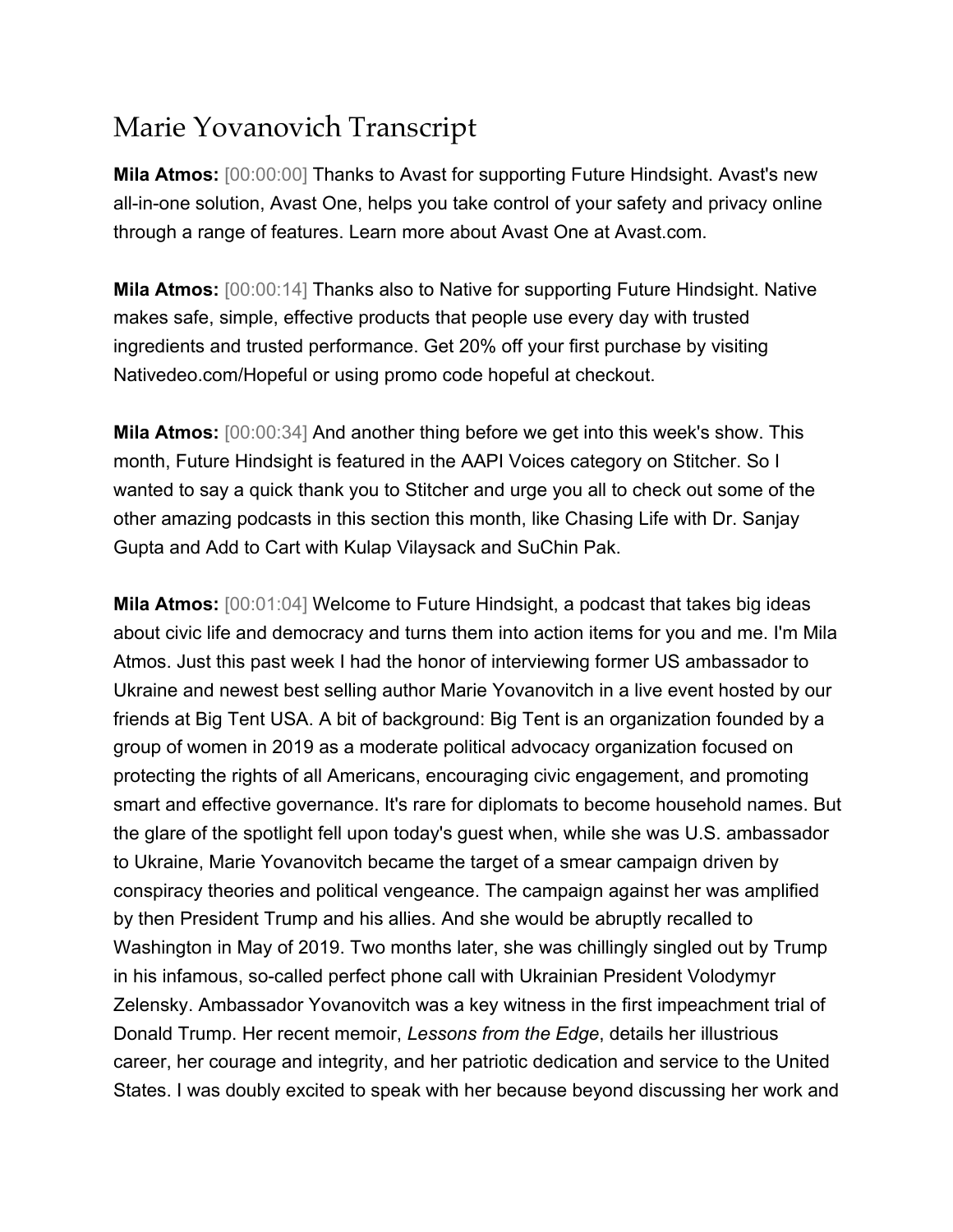# Marie Yovanovich Transcript

**Mila Atmos:** [00:00:00] Thanks to Avast for supporting Future Hindsight. Avast's new all-in-one solution, Avast One, helps you take control of your safety and privacy online through a range of features. Learn more about Avast One at Avast.com.

**Mila Atmos:** [00:00:14] Thanks also to Native for supporting Future Hindsight. Native makes safe, simple, effective products that people use every day with trusted ingredients and trusted performance. Get 20% off your first purchase by visiting Nativedeo.com/Hopeful or using promo code hopeful at checkout.

**Mila Atmos:** [00:00:34] And another thing before we get into this week's show. This month, Future Hindsight is featured in the AAPI Voices category on Stitcher. So I wanted to say a quick thank you to Stitcher and urge you all to check out some of the other amazing podcasts in this section this month, like Chasing Life with Dr. Sanjay Gupta and Add to Cart with Kulap Vilaysack and SuChin Pak.

**Mila Atmos:** [00:01:04] Welcome to Future Hindsight, a podcast that takes big ideas about civic life and democracy and turns them into action items for you and me. I'm Mila Atmos. Just this past week I had the honor of interviewing former US ambassador to Ukraine and newest best selling author Marie Yovanovitch in a live event hosted by our friends at Big Tent USA. A bit of background: Big Tent is an organization founded by a group of women in 2019 as a moderate political advocacy organization focused on protecting the rights of all Americans, encouraging civic engagement, and promoting smart and effective governance. It's rare for diplomats to become household names. But the glare of the spotlight fell upon today's guest when, while she was U.S. ambassador to Ukraine, Marie Yovanovitch became the target of a smear campaign driven by conspiracy theories and political vengeance. The campaign against her was amplified by then President Trump and his allies. And she would be abruptly recalled to Washington in May of 2019. Two months later, she was chillingly singled out by Trump in his infamous, so-called perfect phone call with Ukrainian President Volodymyr Zelensky. Ambassador Yovanovitch was a key witness in the first impeachment trial of Donald Trump. Her recent memoir, *Lessons from the Edge*, details her illustrious career, her courage and integrity, and her patriotic dedication and service to the United States. I was doubly excited to speak with her because beyond discussing her work and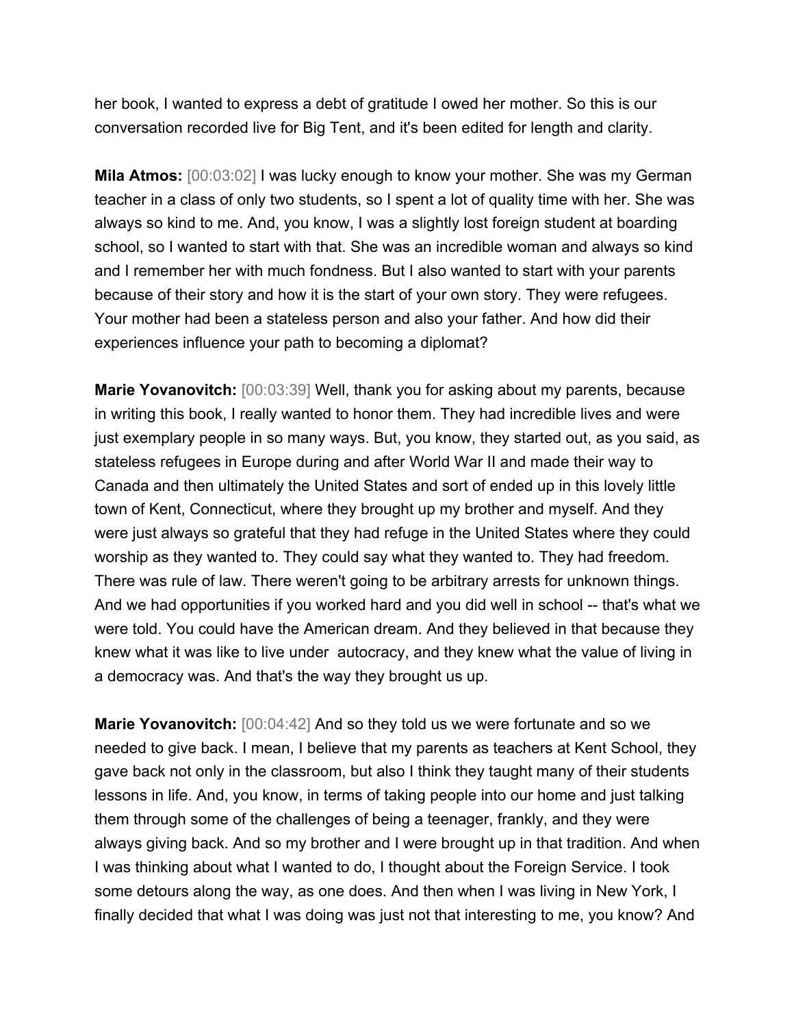her book, I wanted to express a debt of gratitude I owed her mother. So this is our conversation recorded live for Big Tent, and it's been edited for length and clarity.

**Mila Atmos:** [00:03:02] I was lucky enough to know your mother. She was my German teacher in a class of only two students, so I spent a lot of quality time with her. She was always so kind to me. And, you know, I was a slightly lost foreign student at boarding school, so I wanted to start with that. She was an incredible woman and always so kind and I remember her with much fondness. But I also wanted to start with your parents because of their story and how it is the start of your own story. They were refugees. Your mother had been a stateless person and also your father. And how did their experiences influence your path to becoming a diplomat?

**Marie Yovanovitch:** [00:03:39] Well, thank you for asking about my parents, because in writing this book, I really wanted to honor them. They had incredible lives and were just exemplary people in so many ways. But, you know, they started out, as you said, as stateless refugees in Europe during and after World War II and made their way to Canada and then ultimately the United States and sort of ended up in this lovely little town of Kent, Connecticut, where they brought up my brother and myself. And they were just always so grateful that they had refuge in the United States where they could worship as they wanted to. They could say what they wanted to. They had freedom. There was rule of law. There weren't going to be arbitrary arrests for unknown things. And we had opportunities if you worked hard and you did well in school -- that's what we were told. You could have the American dream. And they believed in that because they knew what it was like to live under autocracy, and they knew what the value of living in a democracy was. And that's the way they brought us up.

**Marie Yovanovitch:** [00:04:42] And so they told us we were fortunate and so we needed to give back. I mean, I believe that my parents as teachers at Kent School, they gave back not only in the classroom, but also I think they taught many of their students lessons in life. And, you know, in terms of taking people into our home and just talking them through some of the challenges of being a teenager, frankly, and they were always giving back. And so my brother and I were brought up in that tradition. And when I was thinking about what I wanted to do, I thought about the Foreign Service. I took some detours along the way, as one does. And then when I was living in New York, I finally decided that what I was doing was just not that interesting to me, you know? And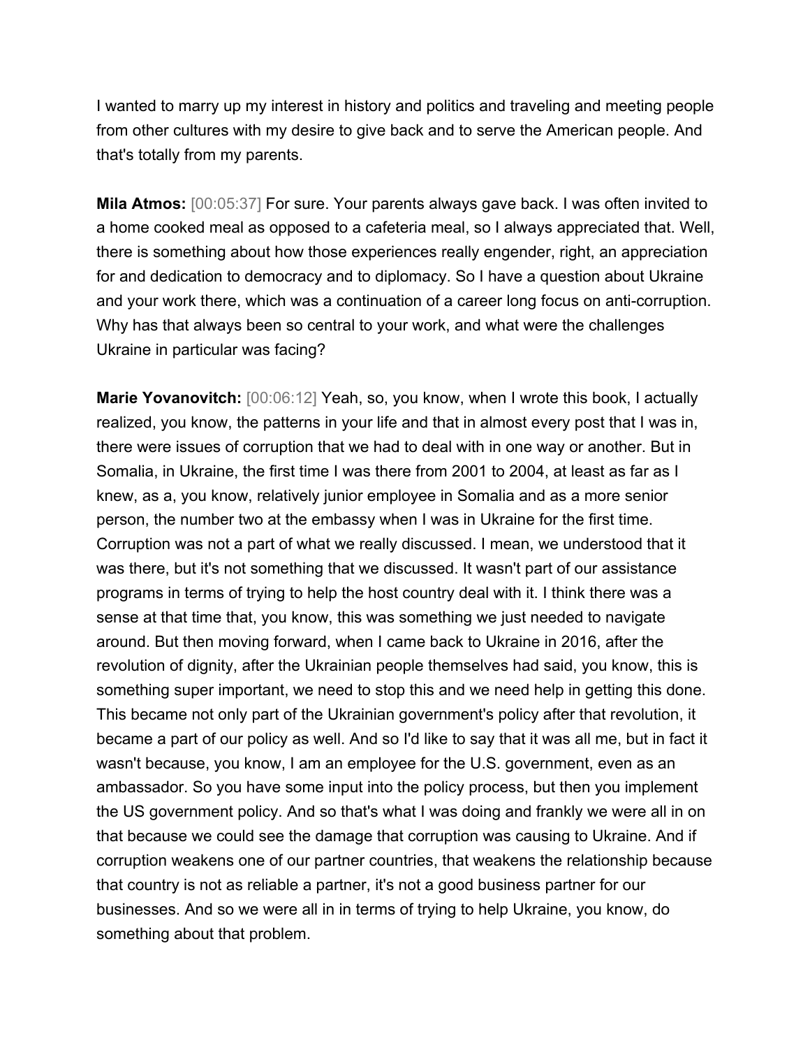I wanted to marry up my interest in history and politics and traveling and meeting people from other cultures with my desire to give back and to serve the American people. And that's totally from my parents.

**Mila Atmos:** [00:05:37] For sure. Your parents always gave back. I was often invited to a home cooked meal as opposed to a cafeteria meal, so I always appreciated that. Well, there is something about how those experiences really engender, right, an appreciation for and dedication to democracy and to diplomacy. So I have a question about Ukraine and your work there, which was a continuation of a career long focus on anti-corruption. Why has that always been so central to your work, and what were the challenges Ukraine in particular was facing?

**Marie Yovanovitch:** [00:06:12] Yeah, so, you know, when I wrote this book, I actually realized, you know, the patterns in your life and that in almost every post that I was in, there were issues of corruption that we had to deal with in one way or another. But in Somalia, in Ukraine, the first time I was there from 2001 to 2004, at least as far as I knew, as a, you know, relatively junior employee in Somalia and as a more senior person, the number two at the embassy when I was in Ukraine for the first time. Corruption was not a part of what we really discussed. I mean, we understood that it was there, but it's not something that we discussed. It wasn't part of our assistance programs in terms of trying to help the host country deal with it. I think there was a sense at that time that, you know, this was something we just needed to navigate around. But then moving forward, when I came back to Ukraine in 2016, after the revolution of dignity, after the Ukrainian people themselves had said, you know, this is something super important, we need to stop this and we need help in getting this done. This became not only part of the Ukrainian government's policy after that revolution, it became a part of our policy as well. And so I'd like to say that it was all me, but in fact it wasn't because, you know, I am an employee for the U.S. government, even as an ambassador. So you have some input into the policy process, but then you implement the US government policy. And so that's what I was doing and frankly we were all in on that because we could see the damage that corruption was causing to Ukraine. And if corruption weakens one of our partner countries, that weakens the relationship because that country is not as reliable a partner, it's not a good business partner for our businesses. And so we were all in in terms of trying to help Ukraine, you know, do something about that problem.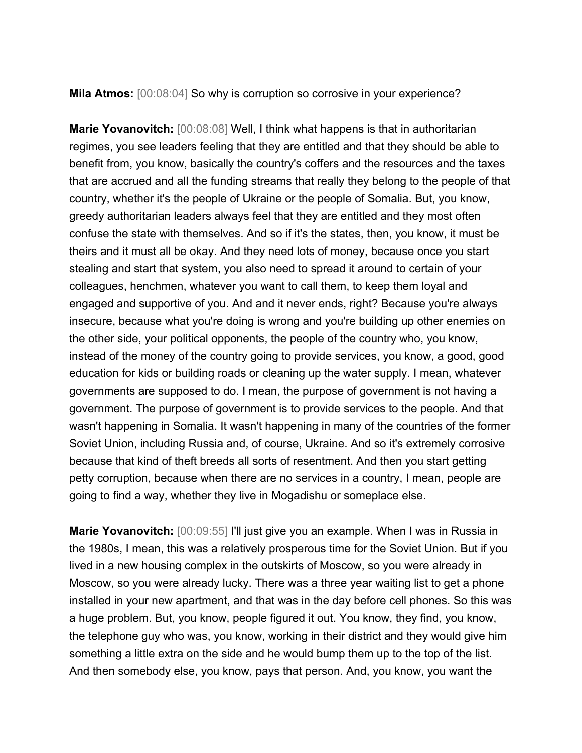**Mila Atmos:** [00:08:04] So why is corruption so corrosive in your experience?

**Marie Yovanovitch:** [00:08:08] Well, I think what happens is that in authoritarian regimes, you see leaders feeling that they are entitled and that they should be able to benefit from, you know, basically the country's coffers and the resources and the taxes that are accrued and all the funding streams that really they belong to the people of that country, whether it's the people of Ukraine or the people of Somalia. But, you know, greedy authoritarian leaders always feel that they are entitled and they most often confuse the state with themselves. And so if it's the states, then, you know, it must be theirs and it must all be okay. And they need lots of money, because once you start stealing and start that system, you also need to spread it around to certain of your colleagues, henchmen, whatever you want to call them, to keep them loyal and engaged and supportive of you. And and it never ends, right? Because you're always insecure, because what you're doing is wrong and you're building up other enemies on the other side, your political opponents, the people of the country who, you know, instead of the money of the country going to provide services, you know, a good, good education for kids or building roads or cleaning up the water supply. I mean, whatever governments are supposed to do. I mean, the purpose of government is not having a government. The purpose of government is to provide services to the people. And that wasn't happening in Somalia. It wasn't happening in many of the countries of the former Soviet Union, including Russia and, of course, Ukraine. And so it's extremely corrosive because that kind of theft breeds all sorts of resentment. And then you start getting petty corruption, because when there are no services in a country, I mean, people are going to find a way, whether they live in Mogadishu or someplace else.

**Marie Yovanovitch:** [00:09:55] I'll just give you an example. When I was in Russia in the 1980s, I mean, this was a relatively prosperous time for the Soviet Union. But if you lived in a new housing complex in the outskirts of Moscow, so you were already in Moscow, so you were already lucky. There was a three year waiting list to get a phone installed in your new apartment, and that was in the day before cell phones. So this was a huge problem. But, you know, people figured it out. You know, they find, you know, the telephone guy who was, you know, working in their district and they would give him something a little extra on the side and he would bump them up to the top of the list. And then somebody else, you know, pays that person. And, you know, you want the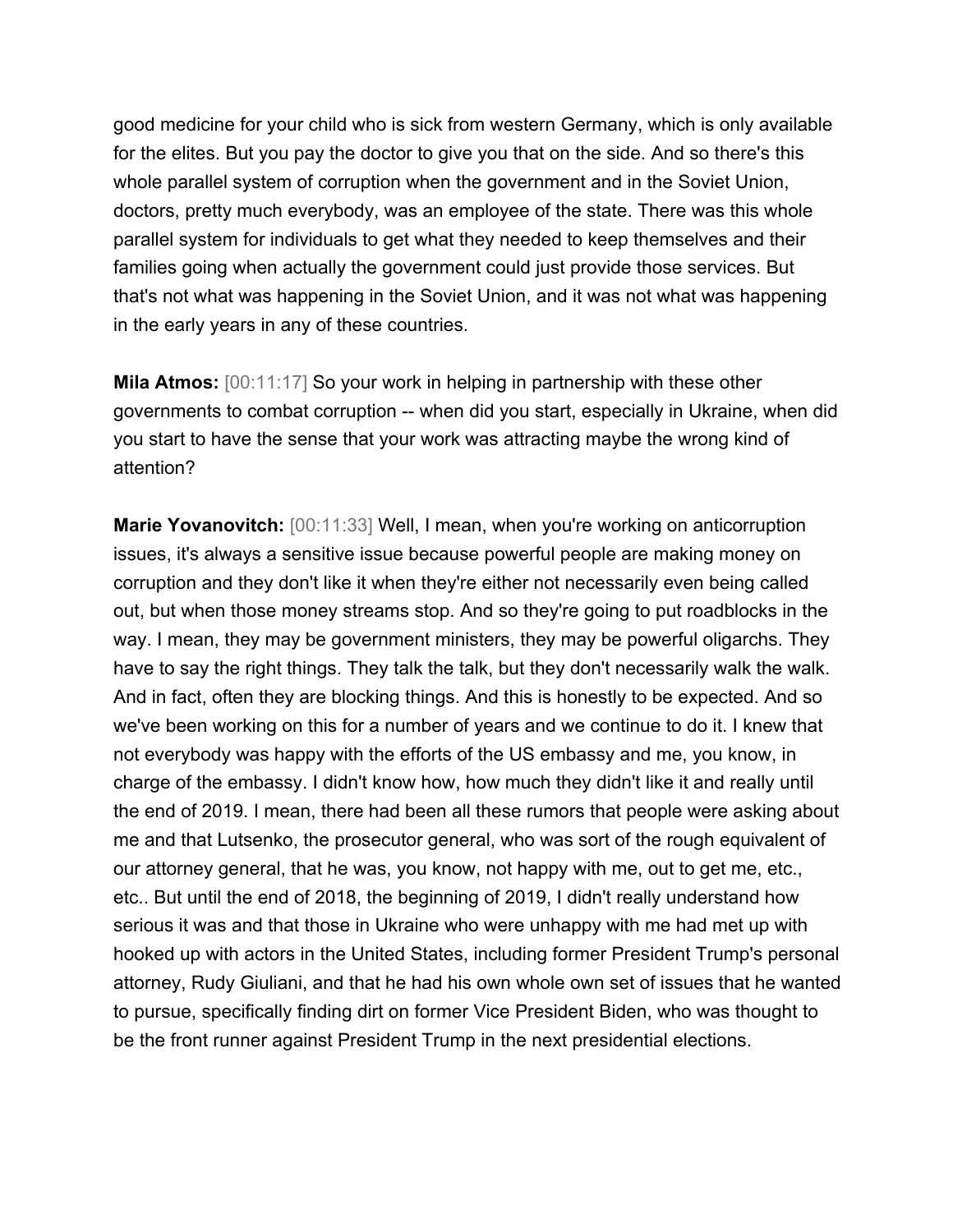good medicine for your child who is sick from western Germany, which is only available for the elites. But you pay the doctor to give you that on the side. And so there's this whole parallel system of corruption when the government and in the Soviet Union, doctors, pretty much everybody, was an employee of the state. There was this whole parallel system for individuals to get what they needed to keep themselves and their families going when actually the government could just provide those services. But that's not what was happening in the Soviet Union, and it was not what was happening in the early years in any of these countries.

**Mila Atmos:** [00:11:17] So your work in helping in partnership with these other governments to combat corruption -- when did you start, especially in Ukraine, when did you start to have the sense that your work was attracting maybe the wrong kind of attention?

**Marie Yovanovitch:** [00:11:33] Well, I mean, when you're working on anticorruption issues, it's always a sensitive issue because powerful people are making money on corruption and they don't like it when they're either not necessarily even being called out, but when those money streams stop. And so they're going to put roadblocks in the way. I mean, they may be government ministers, they may be powerful oligarchs. They have to say the right things. They talk the talk, but they don't necessarily walk the walk. And in fact, often they are blocking things. And this is honestly to be expected. And so we've been working on this for a number of years and we continue to do it. I knew that not everybody was happy with the efforts of the US embassy and me, you know, in charge of the embassy. I didn't know how, how much they didn't like it and really until the end of 2019. I mean, there had been all these rumors that people were asking about me and that Lutsenko, the prosecutor general, who was sort of the rough equivalent of our attorney general, that he was, you know, not happy with me, out to get me, etc., etc.. But until the end of 2018, the beginning of 2019, I didn't really understand how serious it was and that those in Ukraine who were unhappy with me had met up with hooked up with actors in the United States, including former President Trump's personal attorney, Rudy Giuliani, and that he had his own whole own set of issues that he wanted to pursue, specifically finding dirt on former Vice President Biden, who was thought to be the front runner against President Trump in the next presidential elections.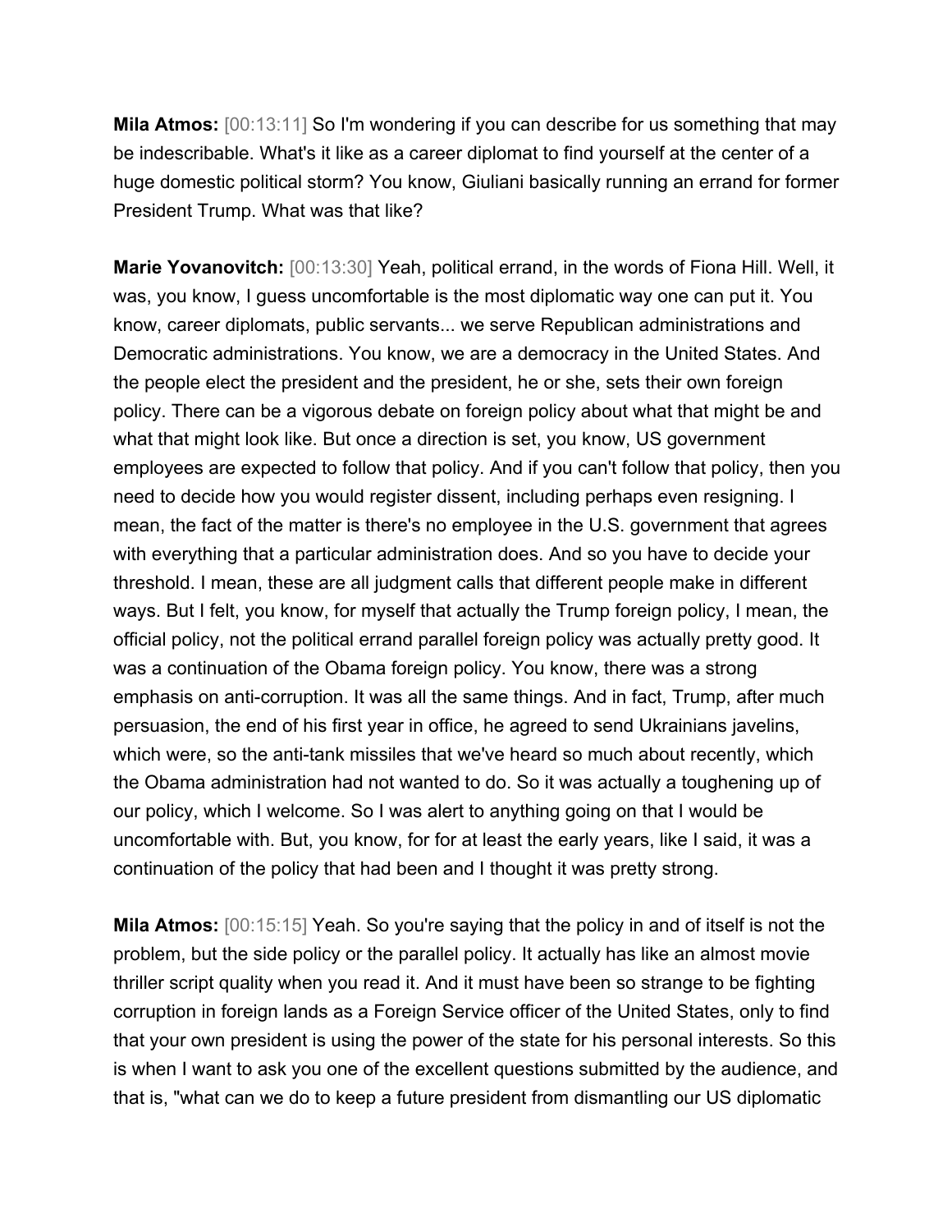**Mila Atmos:** [00:13:11] So I'm wondering if you can describe for us something that may be indescribable. What's it like as a career diplomat to find yourself at the center of a huge domestic political storm? You know, Giuliani basically running an errand for former President Trump. What was that like?

**Marie Yovanovitch:** [00:13:30] Yeah, political errand, in the words of Fiona Hill. Well, it was, you know, I guess uncomfortable is the most diplomatic way one can put it. You know, career diplomats, public servants... we serve Republican administrations and Democratic administrations. You know, we are a democracy in the United States. And the people elect the president and the president, he or she, sets their own foreign policy. There can be a vigorous debate on foreign policy about what that might be and what that might look like. But once a direction is set, you know, US government employees are expected to follow that policy. And if you can't follow that policy, then you need to decide how you would register dissent, including perhaps even resigning. I mean, the fact of the matter is there's no employee in the U.S. government that agrees with everything that a particular administration does. And so you have to decide your threshold. I mean, these are all judgment calls that different people make in different ways. But I felt, you know, for myself that actually the Trump foreign policy, I mean, the official policy, not the political errand parallel foreign policy was actually pretty good. It was a continuation of the Obama foreign policy. You know, there was a strong emphasis on anti-corruption. It was all the same things. And in fact, Trump, after much persuasion, the end of his first year in office, he agreed to send Ukrainians javelins, which were, so the anti-tank missiles that we've heard so much about recently, which the Obama administration had not wanted to do. So it was actually a toughening up of our policy, which I welcome. So I was alert to anything going on that I would be uncomfortable with. But, you know, for for at least the early years, like I said, it was a continuation of the policy that had been and I thought it was pretty strong.

**Mila Atmos:** [00:15:15] Yeah. So you're saying that the policy in and of itself is not the problem, but the side policy or the parallel policy. It actually has like an almost movie thriller script quality when you read it. And it must have been so strange to be fighting corruption in foreign lands as a Foreign Service officer of the United States, only to find that your own president is using the power of the state for his personal interests. So this is when I want to ask you one of the excellent questions submitted by the audience, and that is, "what can we do to keep a future president from dismantling our US diplomatic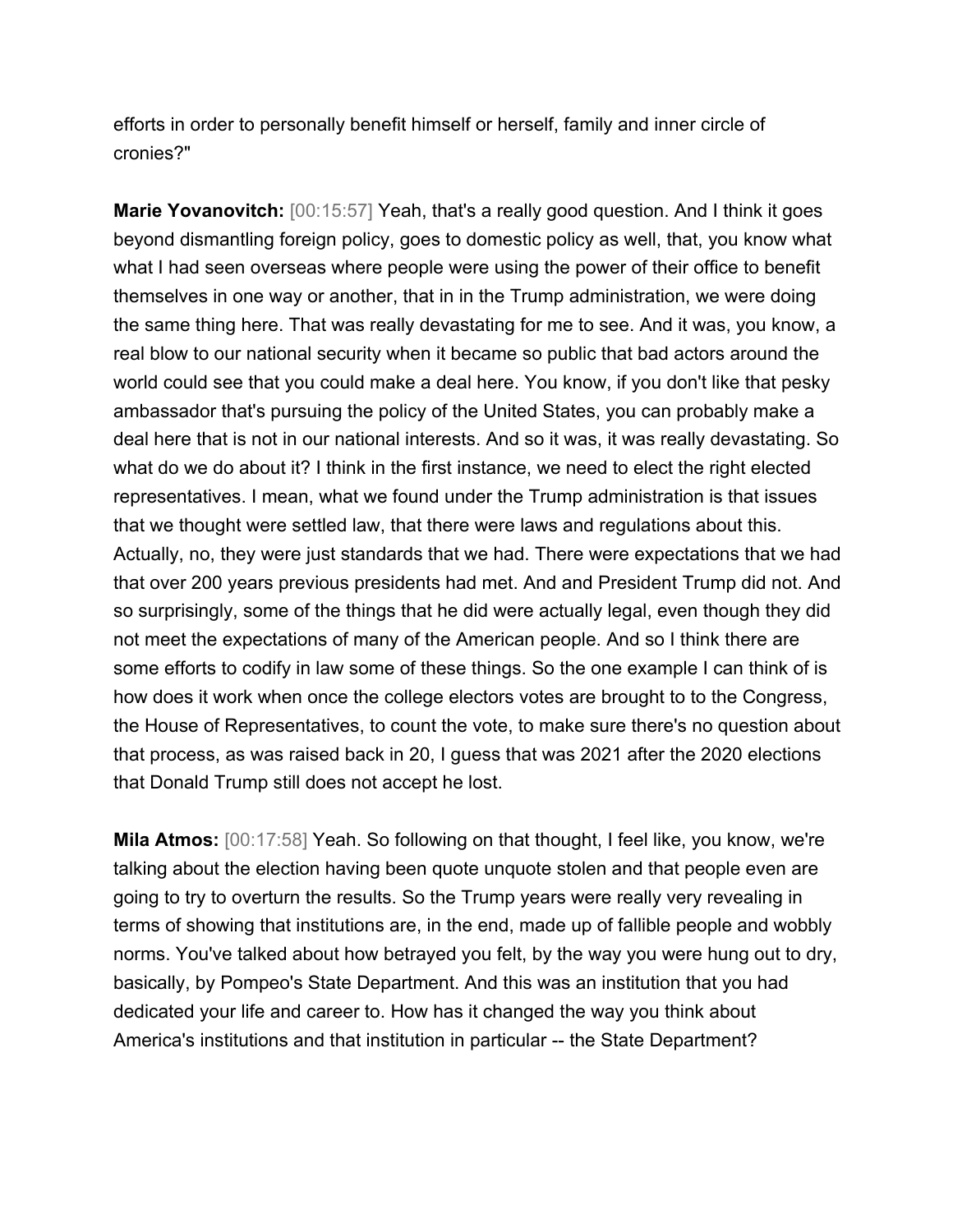efforts in order to personally benefit himself or herself, family and inner circle of cronies?"

**Marie Yovanovitch:** [00:15:57] Yeah, that's a really good question. And I think it goes beyond dismantling foreign policy, goes to domestic policy as well, that, you know what what I had seen overseas where people were using the power of their office to benefit themselves in one way or another, that in in the Trump administration, we were doing the same thing here. That was really devastating for me to see. And it was, you know, a real blow to our national security when it became so public that bad actors around the world could see that you could make a deal here. You know, if you don't like that pesky ambassador that's pursuing the policy of the United States, you can probably make a deal here that is not in our national interests. And so it was, it was really devastating. So what do we do about it? I think in the first instance, we need to elect the right elected representatives. I mean, what we found under the Trump administration is that issues that we thought were settled law, that there were laws and regulations about this. Actually, no, they were just standards that we had. There were expectations that we had that over 200 years previous presidents had met. And and President Trump did not. And so surprisingly, some of the things that he did were actually legal, even though they did not meet the expectations of many of the American people. And so I think there are some efforts to codify in law some of these things. So the one example I can think of is how does it work when once the college electors votes are brought to to the Congress, the House of Representatives, to count the vote, to make sure there's no question about that process, as was raised back in 20, I guess that was 2021 after the 2020 elections that Donald Trump still does not accept he lost.

**Mila Atmos:** [00:17:58] Yeah. So following on that thought, I feel like, you know, we're talking about the election having been quote unquote stolen and that people even are going to try to overturn the results. So the Trump years were really very revealing in terms of showing that institutions are, in the end, made up of fallible people and wobbly norms. You've talked about how betrayed you felt, by the way you were hung out to dry, basically, by Pompeo's State Department. And this was an institution that you had dedicated your life and career to. How has it changed the way you think about America's institutions and that institution in particular -- the State Department?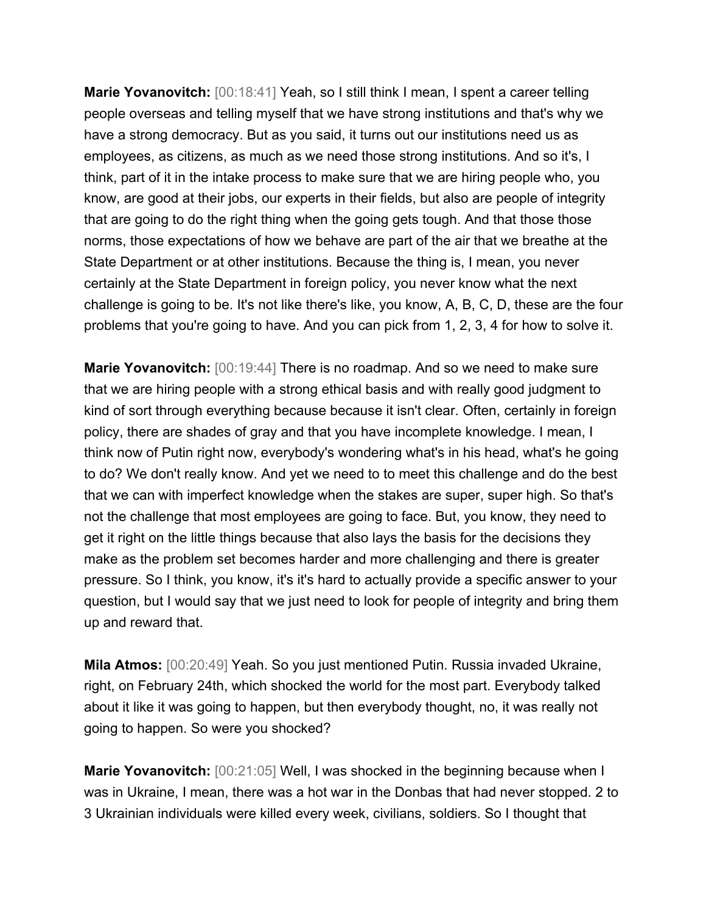**Marie Yovanovitch:** [00:18:41] Yeah, so I still think I mean, I spent a career telling people overseas and telling myself that we have strong institutions and that's why we have a strong democracy. But as you said, it turns out our institutions need us as employees, as citizens, as much as we need those strong institutions. And so it's, I think, part of it in the intake process to make sure that we are hiring people who, you know, are good at their jobs, our experts in their fields, but also are people of integrity that are going to do the right thing when the going gets tough. And that those those norms, those expectations of how we behave are part of the air that we breathe at the State Department or at other institutions. Because the thing is, I mean, you never certainly at the State Department in foreign policy, you never know what the next challenge is going to be. It's not like there's like, you know, A, B, C, D, these are the four problems that you're going to have. And you can pick from 1, 2, 3, 4 for how to solve it.

**Marie Yovanovitch:** [00:19:44] There is no roadmap. And so we need to make sure that we are hiring people with a strong ethical basis and with really good judgment to kind of sort through everything because because it isn't clear. Often, certainly in foreign policy, there are shades of gray and that you have incomplete knowledge. I mean, I think now of Putin right now, everybody's wondering what's in his head, what's he going to do? We don't really know. And yet we need to to meet this challenge and do the best that we can with imperfect knowledge when the stakes are super, super high. So that's not the challenge that most employees are going to face. But, you know, they need to get it right on the little things because that also lays the basis for the decisions they make as the problem set becomes harder and more challenging and there is greater pressure. So I think, you know, it's it's hard to actually provide a specific answer to your question, but I would say that we just need to look for people of integrity and bring them up and reward that.

**Mila Atmos:** [00:20:49] Yeah. So you just mentioned Putin. Russia invaded Ukraine, right, on February 24th, which shocked the world for the most part. Everybody talked about it like it was going to happen, but then everybody thought, no, it was really not going to happen. So were you shocked?

**Marie Yovanovitch:** [00:21:05] Well, I was shocked in the beginning because when I was in Ukraine, I mean, there was a hot war in the Donbas that had never stopped. 2 to 3 Ukrainian individuals were killed every week, civilians, soldiers. So I thought that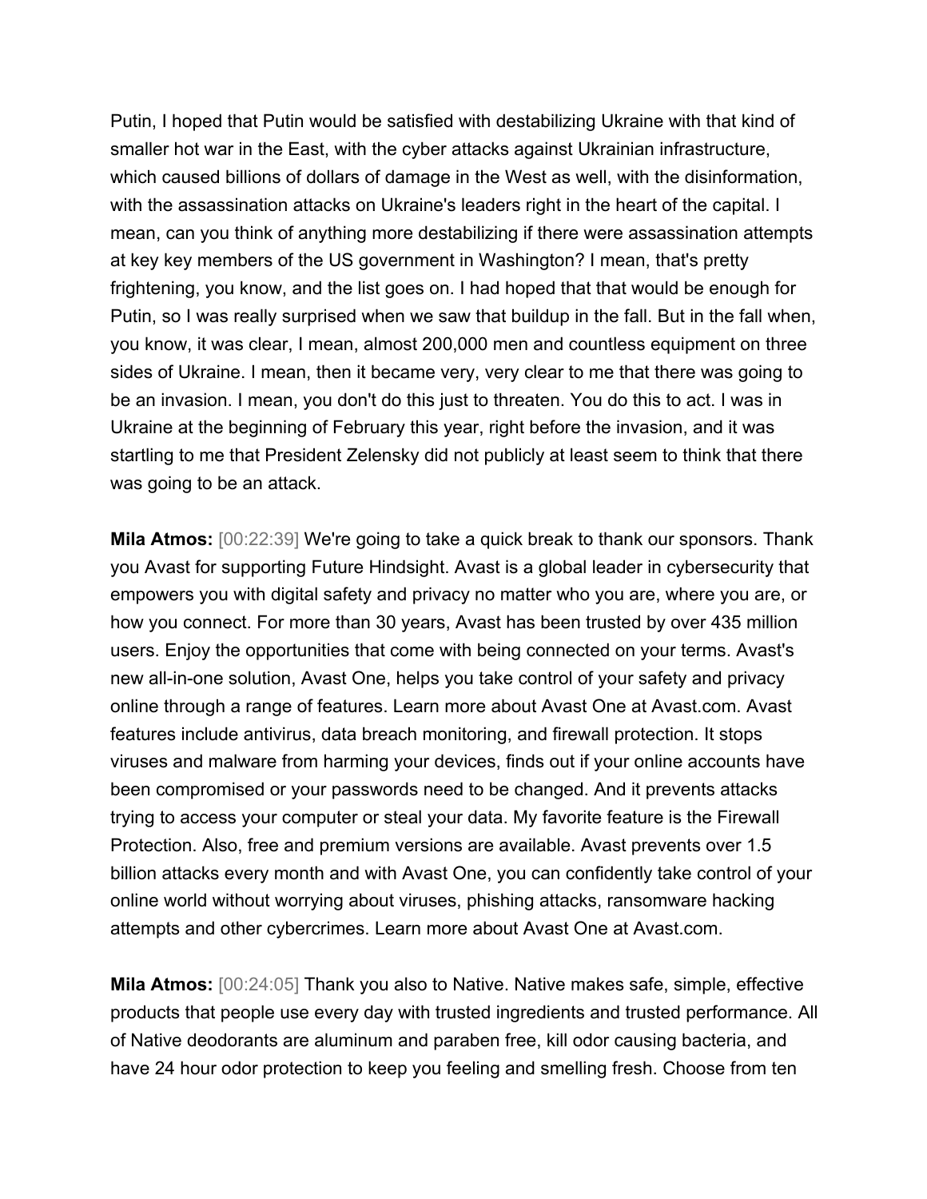Putin, I hoped that Putin would be satisfied with destabilizing Ukraine with that kind of smaller hot war in the East, with the cyber attacks against Ukrainian infrastructure, which caused billions of dollars of damage in the West as well, with the disinformation, with the assassination attacks on Ukraine's leaders right in the heart of the capital. I mean, can you think of anything more destabilizing if there were assassination attempts at key key members of the US government in Washington? I mean, that's pretty frightening, you know, and the list goes on. I had hoped that that would be enough for Putin, so I was really surprised when we saw that buildup in the fall. But in the fall when, you know, it was clear, I mean, almost 200,000 men and countless equipment on three sides of Ukraine. I mean, then it became very, very clear to me that there was going to be an invasion. I mean, you don't do this just to threaten. You do this to act. I was in Ukraine at the beginning of February this year, right before the invasion, and it was startling to me that President Zelensky did not publicly at least seem to think that there was going to be an attack.

**Mila Atmos:** [00:22:39] We're going to take a quick break to thank our sponsors. Thank you Avast for supporting Future Hindsight. Avast is a global leader in cybersecurity that empowers you with digital safety and privacy no matter who you are, where you are, or how you connect. For more than 30 years, Avast has been trusted by over 435 million users. Enjoy the opportunities that come with being connected on your terms. Avast's new all-in-one solution, Avast One, helps you take control of your safety and privacy online through a range of features. Learn more about Avast One at Avast.com. Avast features include antivirus, data breach monitoring, and firewall protection. It stops viruses and malware from harming your devices, finds out if your online accounts have been compromised or your passwords need to be changed. And it prevents attacks trying to access your computer or steal your data. My favorite feature is the Firewall Protection. Also, free and premium versions are available. Avast prevents over 1.5 billion attacks every month and with Avast One, you can confidently take control of your online world without worrying about viruses, phishing attacks, ransomware hacking attempts and other cybercrimes. Learn more about Avast One at Avast.com.

**Mila Atmos:** [00:24:05] Thank you also to Native. Native makes safe, simple, effective products that people use every day with trusted ingredients and trusted performance. All of Native deodorants are aluminum and paraben free, kill odor causing bacteria, and have 24 hour odor protection to keep you feeling and smelling fresh. Choose from ten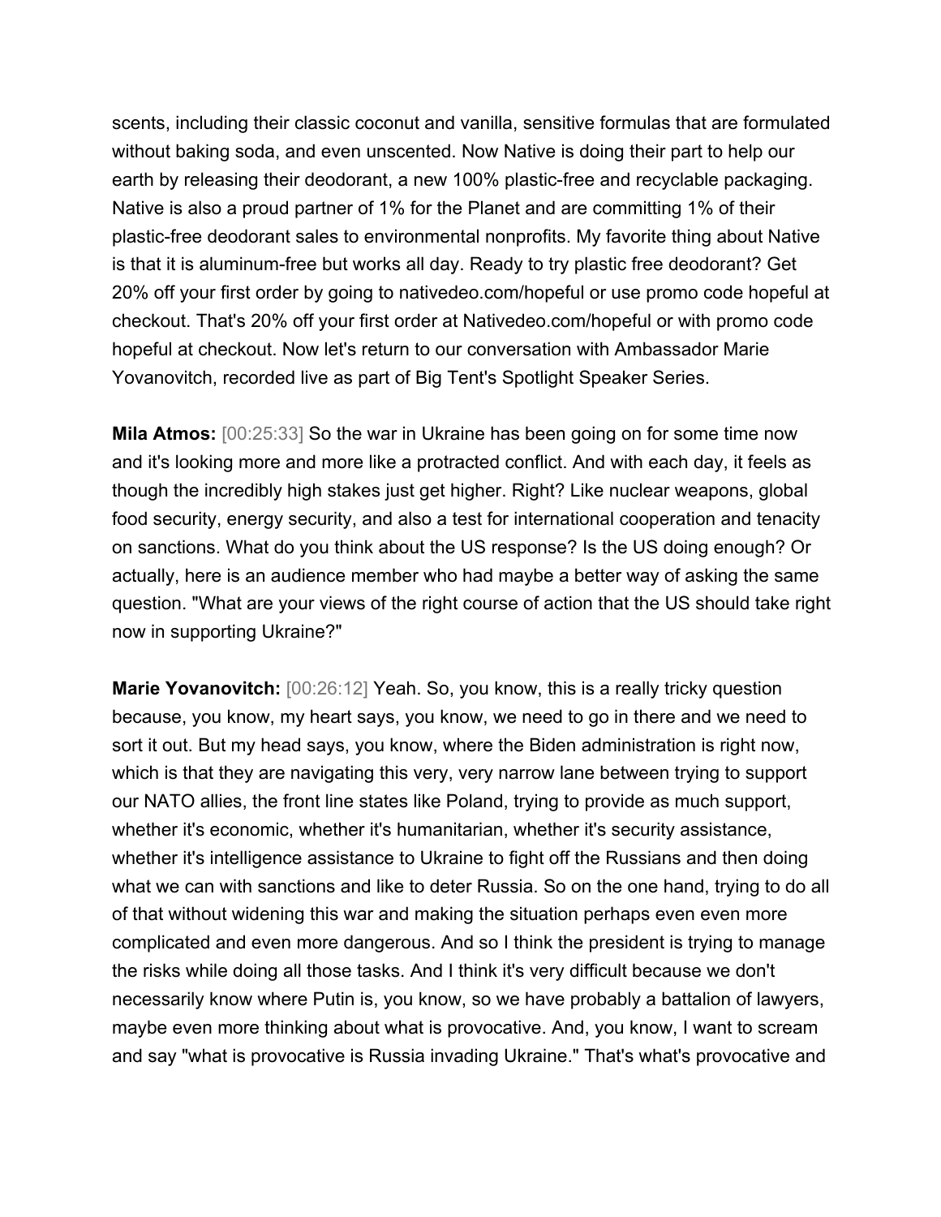scents, including their classic coconut and vanilla, sensitive formulas that are formulated without baking soda, and even unscented. Now Native is doing their part to help our earth by releasing their deodorant, a new 100% plastic-free and recyclable packaging. Native is also a proud partner of 1% for the Planet and are committing 1% of their plastic-free deodorant sales to environmental nonprofits. My favorite thing about Native is that it is aluminum-free but works all day. Ready to try plastic free deodorant? Get 20% off your first order by going to nativedeo.com/hopeful or use promo code hopeful at checkout. That's 20% off your first order at Nativedeo.com/hopeful or with promo code hopeful at checkout. Now let's return to our conversation with Ambassador Marie Yovanovitch, recorded live as part of Big Tent's Spotlight Speaker Series.

**Mila Atmos:** [00:25:33] So the war in Ukraine has been going on for some time now and it's looking more and more like a protracted conflict. And with each day, it feels as though the incredibly high stakes just get higher. Right? Like nuclear weapons, global food security, energy security, and also a test for international cooperation and tenacity on sanctions. What do you think about the US response? Is the US doing enough? Or actually, here is an audience member who had maybe a better way of asking the same question. "What are your views of the right course of action that the US should take right now in supporting Ukraine?"

**Marie Yovanovitch:** [00:26:12] Yeah. So, you know, this is a really tricky question because, you know, my heart says, you know, we need to go in there and we need to sort it out. But my head says, you know, where the Biden administration is right now, which is that they are navigating this very, very narrow lane between trying to support our NATO allies, the front line states like Poland, trying to provide as much support, whether it's economic, whether it's humanitarian, whether it's security assistance, whether it's intelligence assistance to Ukraine to fight off the Russians and then doing what we can with sanctions and like to deter Russia. So on the one hand, trying to do all of that without widening this war and making the situation perhaps even even more complicated and even more dangerous. And so I think the president is trying to manage the risks while doing all those tasks. And I think it's very difficult because we don't necessarily know where Putin is, you know, so we have probably a battalion of lawyers, maybe even more thinking about what is provocative. And, you know, I want to scream and say "what is provocative is Russia invading Ukraine." That's what's provocative and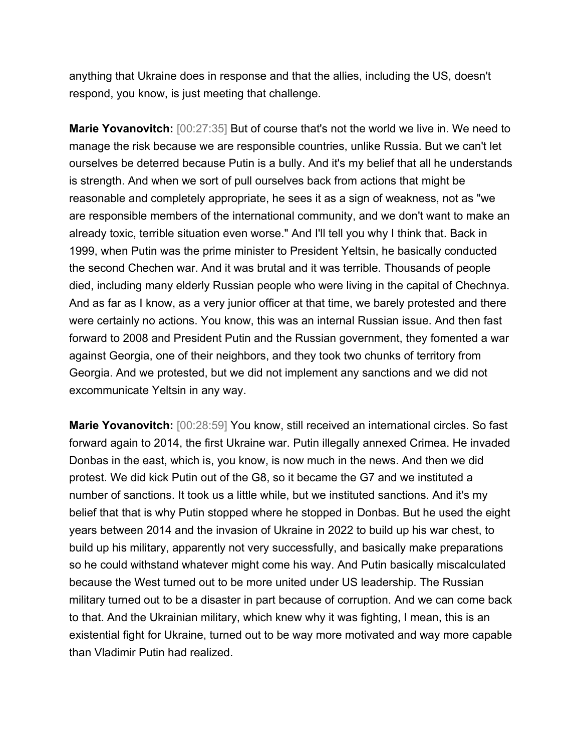anything that Ukraine does in response and that the allies, including the US, doesn't respond, you know, is just meeting that challenge.

**Marie Yovanovitch:** [00:27:35] But of course that's not the world we live in. We need to manage the risk because we are responsible countries, unlike Russia. But we can't let ourselves be deterred because Putin is a bully. And it's my belief that all he understands is strength. And when we sort of pull ourselves back from actions that might be reasonable and completely appropriate, he sees it as a sign of weakness, not as "we are responsible members of the international community, and we don't want to make an already toxic, terrible situation even worse." And I'll tell you why I think that. Back in 1999, when Putin was the prime minister to President Yeltsin, he basically conducted the second Chechen war. And it was brutal and it was terrible. Thousands of people died, including many elderly Russian people who were living in the capital of Chechnya. And as far as I know, as a very junior officer at that time, we barely protested and there were certainly no actions. You know, this was an internal Russian issue. And then fast forward to 2008 and President Putin and the Russian government, they fomented a war against Georgia, one of their neighbors, and they took two chunks of territory from Georgia. And we protested, but we did not implement any sanctions and we did not excommunicate Yeltsin in any way.

**Marie Yovanovitch:** [00:28:59] You know, still received an international circles. So fast forward again to 2014, the first Ukraine war. Putin illegally annexed Crimea. He invaded Donbas in the east, which is, you know, is now much in the news. And then we did protest. We did kick Putin out of the G8, so it became the G7 and we instituted a number of sanctions. It took us a little while, but we instituted sanctions. And it's my belief that that is why Putin stopped where he stopped in Donbas. But he used the eight years between 2014 and the invasion of Ukraine in 2022 to build up his war chest, to build up his military, apparently not very successfully, and basically make preparations so he could withstand whatever might come his way. And Putin basically miscalculated because the West turned out to be more united under US leadership. The Russian military turned out to be a disaster in part because of corruption. And we can come back to that. And the Ukrainian military, which knew why it was fighting, I mean, this is an existential fight for Ukraine, turned out to be way more motivated and way more capable than Vladimir Putin had realized.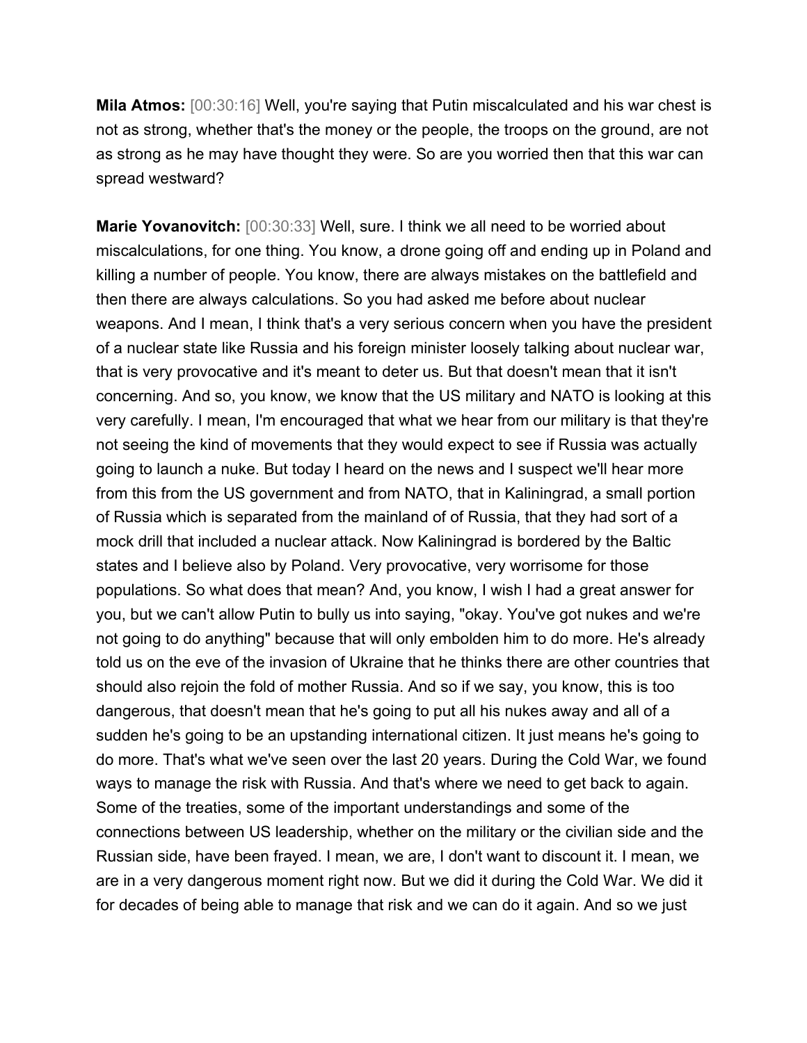**Mila Atmos:** [00:30:16] Well, you're saying that Putin miscalculated and his war chest is not as strong, whether that's the money or the people, the troops on the ground, are not as strong as he may have thought they were. So are you worried then that this war can spread westward?

**Marie Yovanovitch:** [00:30:33] Well, sure. I think we all need to be worried about miscalculations, for one thing. You know, a drone going off and ending up in Poland and killing a number of people. You know, there are always mistakes on the battlefield and then there are always calculations. So you had asked me before about nuclear weapons. And I mean, I think that's a very serious concern when you have the president of a nuclear state like Russia and his foreign minister loosely talking about nuclear war, that is very provocative and it's meant to deter us. But that doesn't mean that it isn't concerning. And so, you know, we know that the US military and NATO is looking at this very carefully. I mean, I'm encouraged that what we hear from our military is that they're not seeing the kind of movements that they would expect to see if Russia was actually going to launch a nuke. But today I heard on the news and I suspect we'll hear more from this from the US government and from NATO, that in Kaliningrad, a small portion of Russia which is separated from the mainland of of Russia, that they had sort of a mock drill that included a nuclear attack. Now Kaliningrad is bordered by the Baltic states and I believe also by Poland. Very provocative, very worrisome for those populations. So what does that mean? And, you know, I wish I had a great answer for you, but we can't allow Putin to bully us into saying, "okay. You've got nukes and we're not going to do anything" because that will only embolden him to do more. He's already told us on the eve of the invasion of Ukraine that he thinks there are other countries that should also rejoin the fold of mother Russia. And so if we say, you know, this is too dangerous, that doesn't mean that he's going to put all his nukes away and all of a sudden he's going to be an upstanding international citizen. It just means he's going to do more. That's what we've seen over the last 20 years. During the Cold War, we found ways to manage the risk with Russia. And that's where we need to get back to again. Some of the treaties, some of the important understandings and some of the connections between US leadership, whether on the military or the civilian side and the Russian side, have been frayed. I mean, we are, I don't want to discount it. I mean, we are in a very dangerous moment right now. But we did it during the Cold War. We did it for decades of being able to manage that risk and we can do it again. And so we just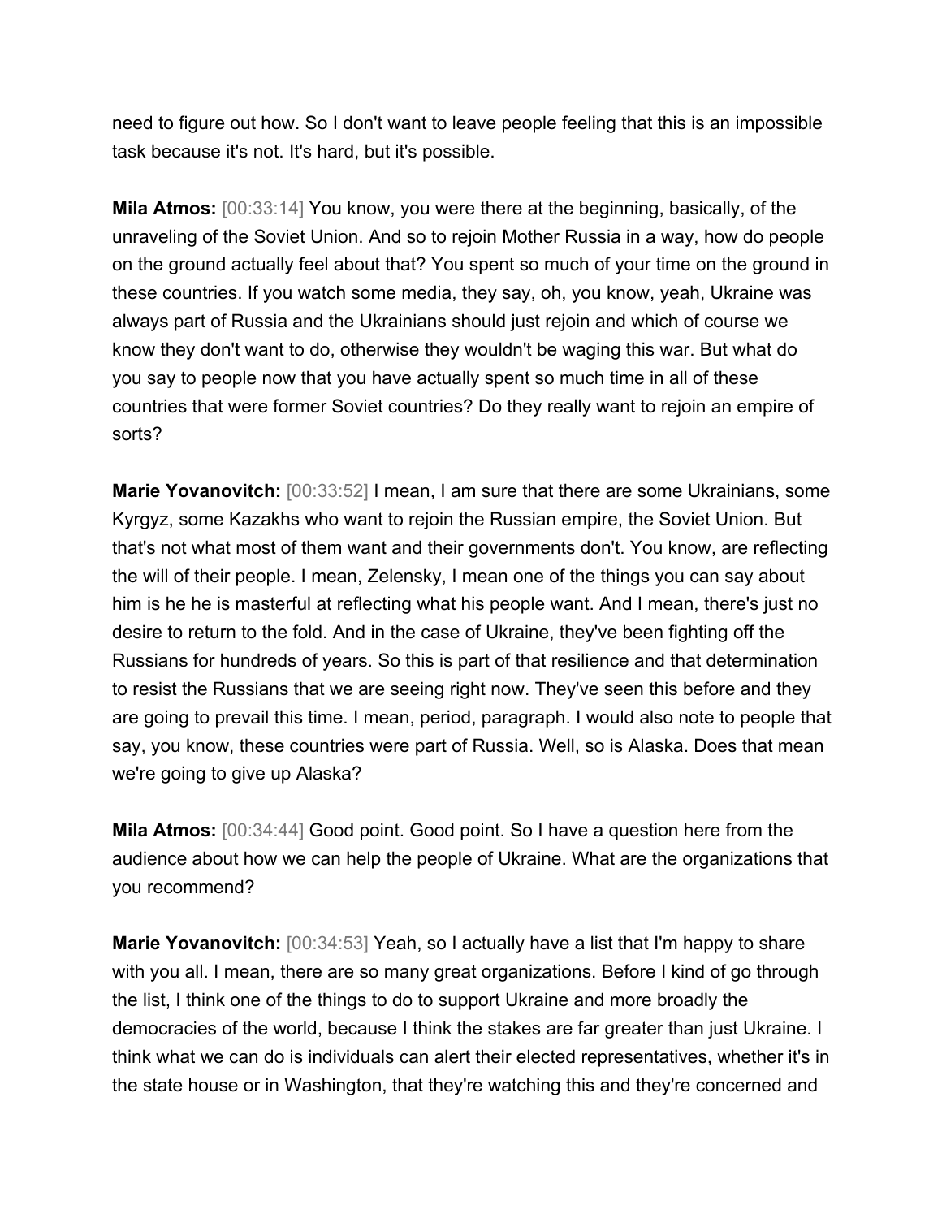need to figure out how. So I don't want to leave people feeling that this is an impossible task because it's not. It's hard, but it's possible.

**Mila Atmos:** [00:33:14] You know, you were there at the beginning, basically, of the unraveling of the Soviet Union. And so to rejoin Mother Russia in a way, how do people on the ground actually feel about that? You spent so much of your time on the ground in these countries. If you watch some media, they say, oh, you know, yeah, Ukraine was always part of Russia and the Ukrainians should just rejoin and which of course we know they don't want to do, otherwise they wouldn't be waging this war. But what do you say to people now that you have actually spent so much time in all of these countries that were former Soviet countries? Do they really want to rejoin an empire of sorts?

**Marie Yovanovitch:** [00:33:52] I mean, I am sure that there are some Ukrainians, some Kyrgyz, some Kazakhs who want to rejoin the Russian empire, the Soviet Union. But that's not what most of them want and their governments don't. You know, are reflecting the will of their people. I mean, Zelensky, I mean one of the things you can say about him is he he is masterful at reflecting what his people want. And I mean, there's just no desire to return to the fold. And in the case of Ukraine, they've been fighting off the Russians for hundreds of years. So this is part of that resilience and that determination to resist the Russians that we are seeing right now. They've seen this before and they are going to prevail this time. I mean, period, paragraph. I would also note to people that say, you know, these countries were part of Russia. Well, so is Alaska. Does that mean we're going to give up Alaska?

**Mila Atmos:** [00:34:44] Good point. Good point. So I have a question here from the audience about how we can help the people of Ukraine. What are the organizations that you recommend?

**Marie Yovanovitch:** [00:34:53] Yeah, so I actually have a list that I'm happy to share with you all. I mean, there are so many great organizations. Before I kind of go through the list, I think one of the things to do to support Ukraine and more broadly the democracies of the world, because I think the stakes are far greater than just Ukraine. I think what we can do is individuals can alert their elected representatives, whether it's in the state house or in Washington, that they're watching this and they're concerned and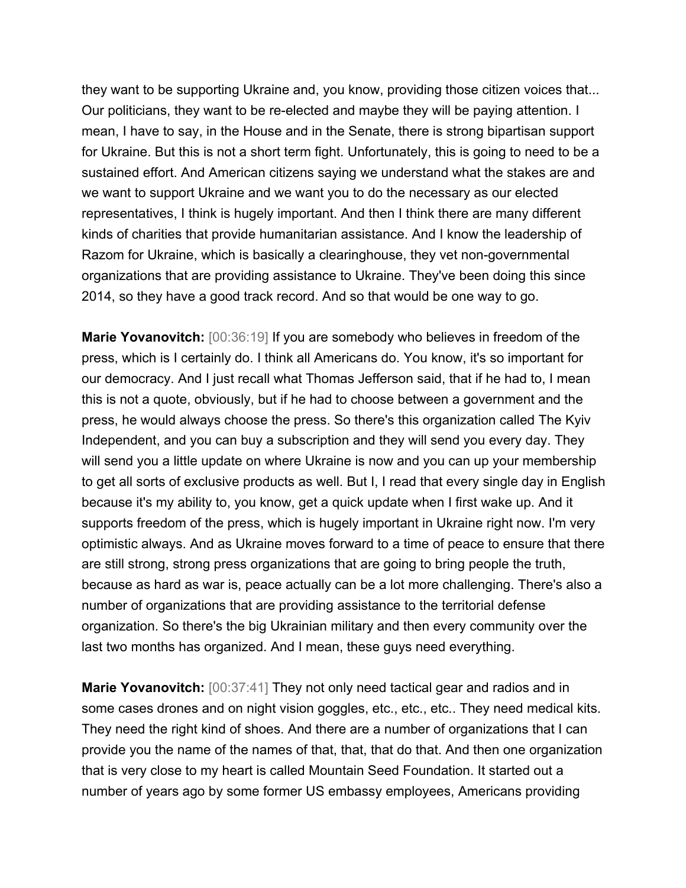they want to be supporting Ukraine and, you know, providing those citizen voices that... Our politicians, they want to be re-elected and maybe they will be paying attention. I mean, I have to say, in the House and in the Senate, there is strong bipartisan support for Ukraine. But this is not a short term fight. Unfortunately, this is going to need to be a sustained effort. And American citizens saying we understand what the stakes are and we want to support Ukraine and we want you to do the necessary as our elected representatives, I think is hugely important. And then I think there are many different kinds of charities that provide humanitarian assistance. And I know the leadership of Razom for Ukraine, which is basically a clearinghouse, they vet non-governmental organizations that are providing assistance to Ukraine. They've been doing this since 2014, so they have a good track record. And so that would be one way to go.

**Marie Yovanovitch:** [00:36:19] If you are somebody who believes in freedom of the press, which is I certainly do. I think all Americans do. You know, it's so important for our democracy. And I just recall what Thomas Jefferson said, that if he had to, I mean this is not a quote, obviously, but if he had to choose between a government and the press, he would always choose the press. So there's this organization called The Kyiv Independent, and you can buy a subscription and they will send you every day. They will send you a little update on where Ukraine is now and you can up your membership to get all sorts of exclusive products as well. But I, I read that every single day in English because it's my ability to, you know, get a quick update when I first wake up. And it supports freedom of the press, which is hugely important in Ukraine right now. I'm very optimistic always. And as Ukraine moves forward to a time of peace to ensure that there are still strong, strong press organizations that are going to bring people the truth, because as hard as war is, peace actually can be a lot more challenging. There's also a number of organizations that are providing assistance to the territorial defense organization. So there's the big Ukrainian military and then every community over the last two months has organized. And I mean, these guys need everything.

**Marie Yovanovitch:** [00:37:41] They not only need tactical gear and radios and in some cases drones and on night vision goggles, etc., etc., etc.. They need medical kits. They need the right kind of shoes. And there are a number of organizations that I can provide you the name of the names of that, that, that do that. And then one organization that is very close to my heart is called Mountain Seed Foundation. It started out a number of years ago by some former US embassy employees, Americans providing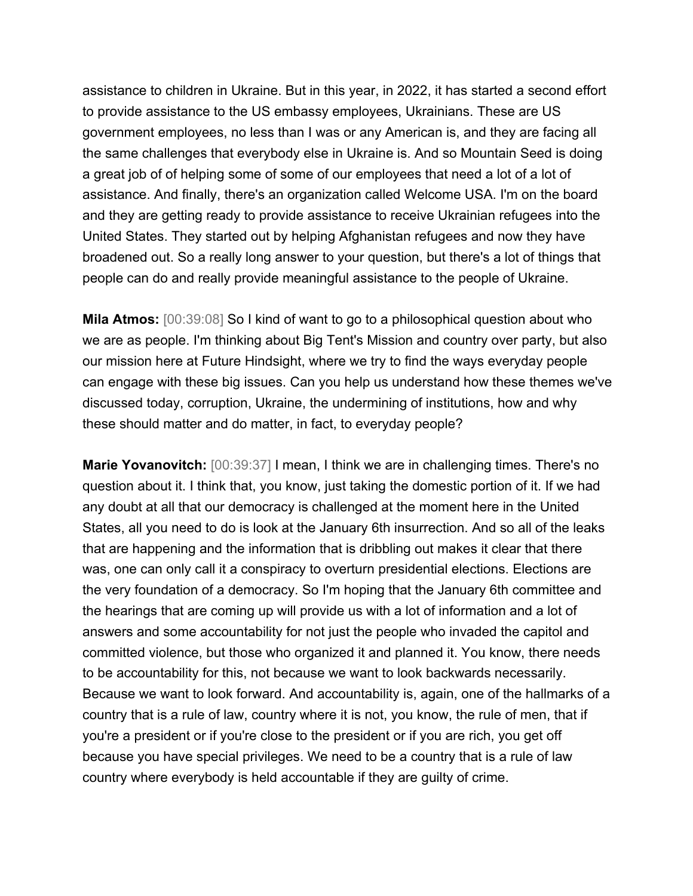assistance to children in Ukraine. But in this year, in 2022, it has started a second effort to provide assistance to the US embassy employees, Ukrainians. These are US government employees, no less than I was or any American is, and they are facing all the same challenges that everybody else in Ukraine is. And so Mountain Seed is doing a great job of of helping some of some of our employees that need a lot of a lot of assistance. And finally, there's an organization called Welcome USA. I'm on the board and they are getting ready to provide assistance to receive Ukrainian refugees into the United States. They started out by helping Afghanistan refugees and now they have broadened out. So a really long answer to your question, but there's a lot of things that people can do and really provide meaningful assistance to the people of Ukraine.

**Mila Atmos:** [00:39:08] So I kind of want to go to a philosophical question about who we are as people. I'm thinking about Big Tent's Mission and country over party, but also our mission here at Future Hindsight, where we try to find the ways everyday people can engage with these big issues. Can you help us understand how these themes we've discussed today, corruption, Ukraine, the undermining of institutions, how and why these should matter and do matter, in fact, to everyday people?

**Marie Yovanovitch:** [00:39:37] I mean, I think we are in challenging times. There's no question about it. I think that, you know, just taking the domestic portion of it. If we had any doubt at all that our democracy is challenged at the moment here in the United States, all you need to do is look at the January 6th insurrection. And so all of the leaks that are happening and the information that is dribbling out makes it clear that there was, one can only call it a conspiracy to overturn presidential elections. Elections are the very foundation of a democracy. So I'm hoping that the January 6th committee and the hearings that are coming up will provide us with a lot of information and a lot of answers and some accountability for not just the people who invaded the capitol and committed violence, but those who organized it and planned it. You know, there needs to be accountability for this, not because we want to look backwards necessarily. Because we want to look forward. And accountability is, again, one of the hallmarks of a country that is a rule of law, country where it is not, you know, the rule of men, that if you're a president or if you're close to the president or if you are rich, you get off because you have special privileges. We need to be a country that is a rule of law country where everybody is held accountable if they are guilty of crime.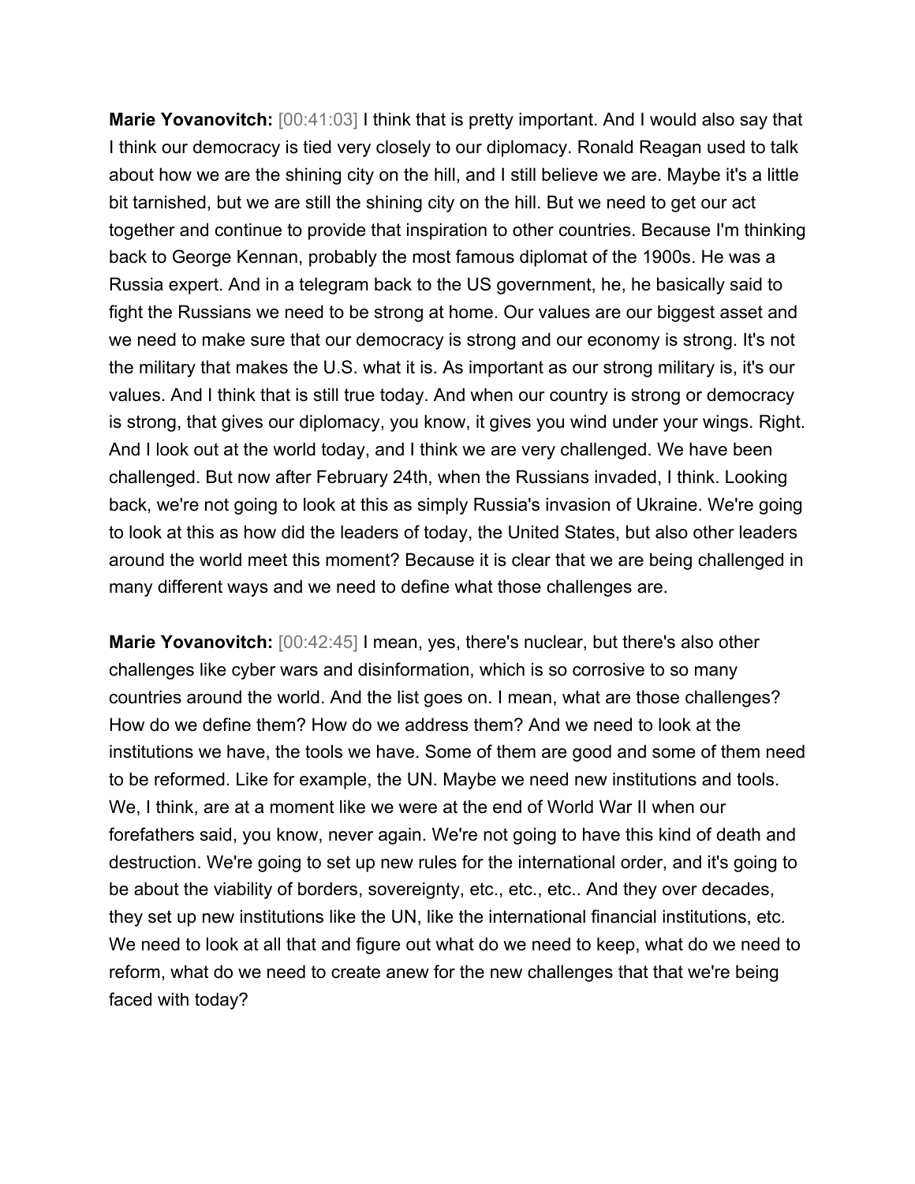**Marie Yovanovitch:** [00:41:03] I think that is pretty important. And I would also say that I think our democracy is tied very closely to our diplomacy. Ronald Reagan used to talk about how we are the shining city on the hill, and I still believe we are. Maybe it's a little bit tarnished, but we are still the shining city on the hill. But we need to get our act together and continue to provide that inspiration to other countries. Because I'm thinking back to George Kennan, probably the most famous diplomat of the 1900s. He was a Russia expert. And in a telegram back to the US government, he, he basically said to fight the Russians we need to be strong at home. Our values are our biggest asset and we need to make sure that our democracy is strong and our economy is strong. It's not the military that makes the U.S. what it is. As important as our strong military is, it's our values. And I think that is still true today. And when our country is strong or democracy is strong, that gives our diplomacy, you know, it gives you wind under your wings. Right. And I look out at the world today, and I think we are very challenged. We have been challenged. But now after February 24th, when the Russians invaded, I think. Looking back, we're not going to look at this as simply Russia's invasion of Ukraine. We're going to look at this as how did the leaders of today, the United States, but also other leaders around the world meet this moment? Because it is clear that we are being challenged in many different ways and we need to define what those challenges are.

**Marie Yovanovitch:** [00:42:45] I mean, yes, there's nuclear, but there's also other challenges like cyber wars and disinformation, which is so corrosive to so many countries around the world. And the list goes on. I mean, what are those challenges? How do we define them? How do we address them? And we need to look at the institutions we have, the tools we have. Some of them are good and some of them need to be reformed. Like for example, the UN. Maybe we need new institutions and tools. We, I think, are at a moment like we were at the end of World War II when our forefathers said, you know, never again. We're not going to have this kind of death and destruction. We're going to set up new rules for the international order, and it's going to be about the viability of borders, sovereignty, etc., etc., etc.. And they over decades, they set up new institutions like the UN, like the international financial institutions, etc. We need to look at all that and figure out what do we need to keep, what do we need to reform, what do we need to create anew for the new challenges that that we're being faced with today?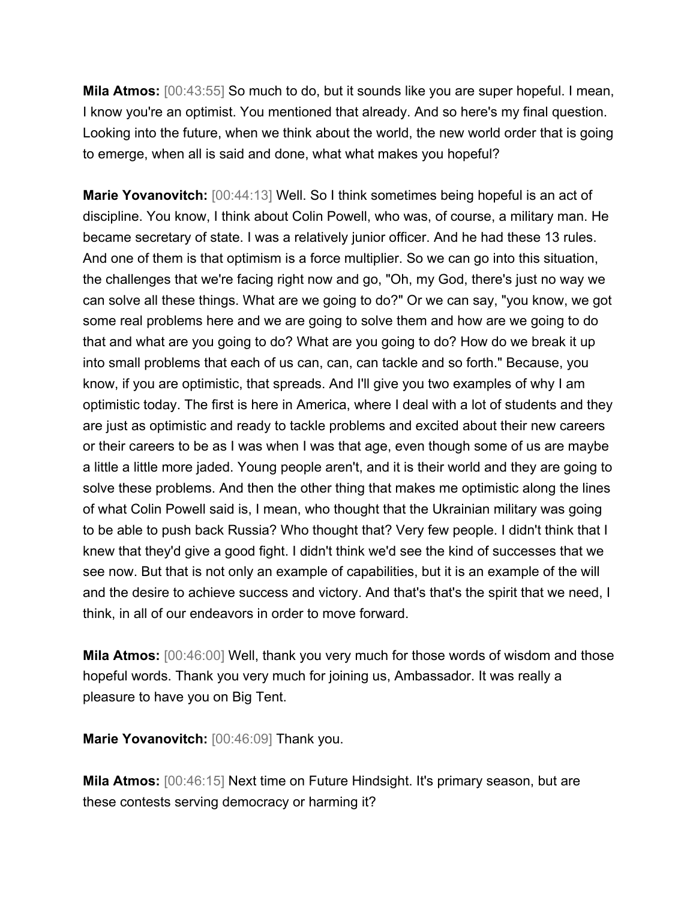**Mila Atmos:** [00:43:55] So much to do, but it sounds like you are super hopeful. I mean, I know you're an optimist. You mentioned that already. And so here's my final question. Looking into the future, when we think about the world, the new world order that is going to emerge, when all is said and done, what what makes you hopeful?

**Marie Yovanovitch:** [00:44:13] Well. So I think sometimes being hopeful is an act of discipline. You know, I think about Colin Powell, who was, of course, a military man. He became secretary of state. I was a relatively junior officer. And he had these 13 rules. And one of them is that optimism is a force multiplier. So we can go into this situation, the challenges that we're facing right now and go, "Oh, my God, there's just no way we can solve all these things. What are we going to do?" Or we can say, "you know, we got some real problems here and we are going to solve them and how are we going to do that and what are you going to do? What are you going to do? How do we break it up into small problems that each of us can, can, can tackle and so forth." Because, you know, if you are optimistic, that spreads. And I'll give you two examples of why I am optimistic today. The first is here in America, where I deal with a lot of students and they are just as optimistic and ready to tackle problems and excited about their new careers or their careers to be as I was when I was that age, even though some of us are maybe a little a little more jaded. Young people aren't, and it is their world and they are going to solve these problems. And then the other thing that makes me optimistic along the lines of what Colin Powell said is, I mean, who thought that the Ukrainian military was going to be able to push back Russia? Who thought that? Very few people. I didn't think that I knew that they'd give a good fight. I didn't think we'd see the kind of successes that we see now. But that is not only an example of capabilities, but it is an example of the will and the desire to achieve success and victory. And that's that's the spirit that we need, I think, in all of our endeavors in order to move forward.

**Mila Atmos:** [00:46:00] Well, thank you very much for those words of wisdom and those hopeful words. Thank you very much for joining us, Ambassador. It was really a pleasure to have you on Big Tent.

**Marie Yovanovitch:** [00:46:09] Thank you.

**Mila Atmos:** [00:46:15] Next time on Future Hindsight. It's primary season, but are these contests serving democracy or harming it?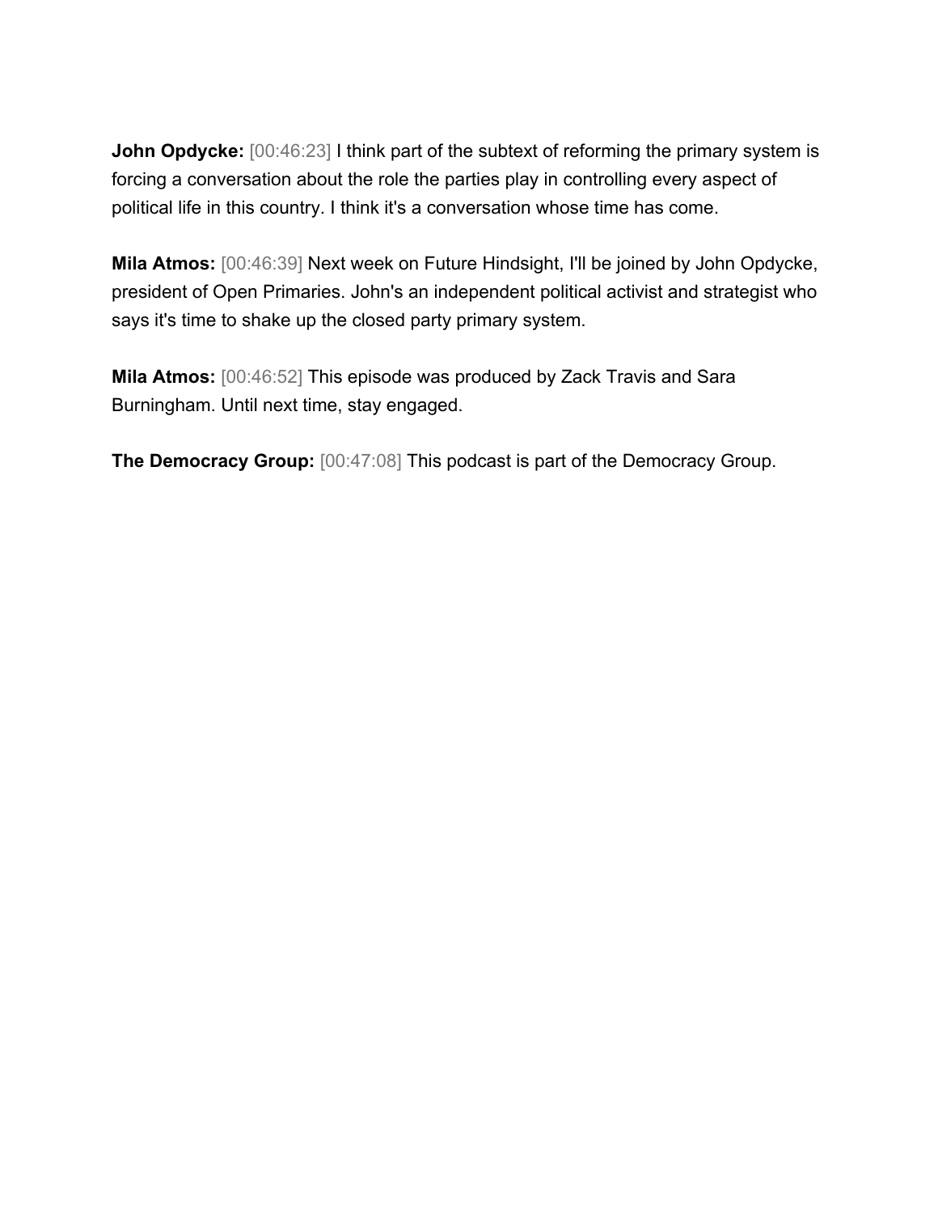**John Opdycke:** [00:46:23] I think part of the subtext of reforming the primary system is forcing a conversation about the role the parties play in controlling every aspect of political life in this country. I think it's a conversation whose time has come.

**Mila Atmos:** [00:46:39] Next week on Future Hindsight, I'll be joined by John Opdycke, president of Open Primaries. John's an independent political activist and strategist who says it's time to shake up the closed party primary system.

**Mila Atmos:** [00:46:52] This episode was produced by Zack Travis and Sara Burningham. Until next time, stay engaged.

**The Democracy Group:** [00:47:08] This podcast is part of the Democracy Group.